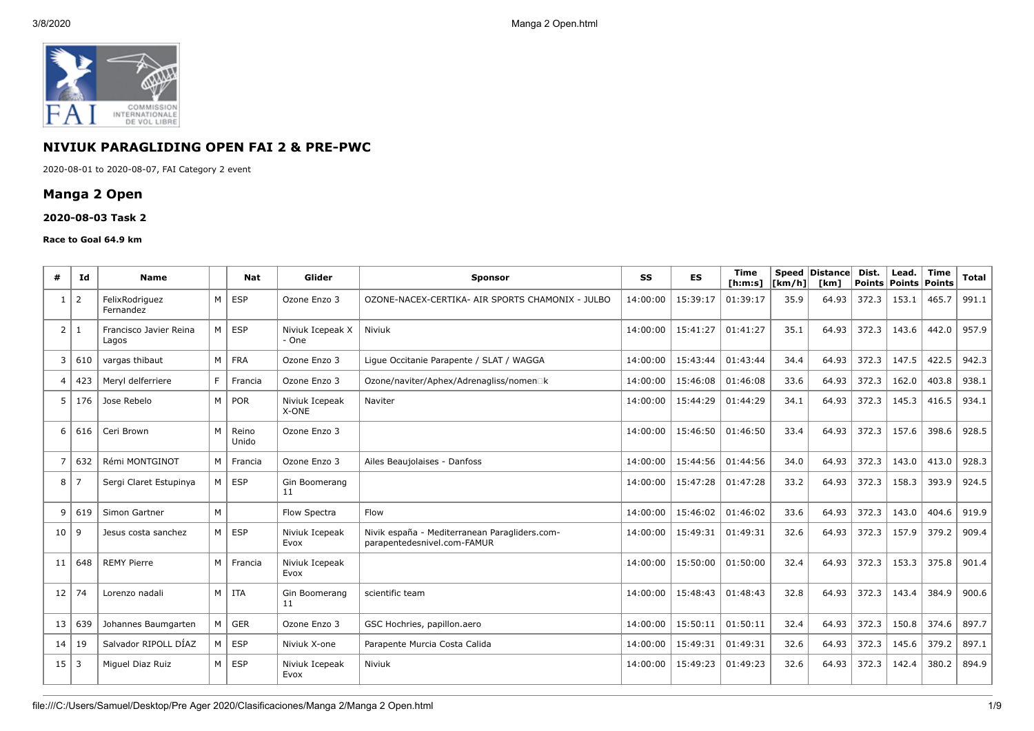## NIVIUK PARAGLIDING OPEN FAI 2 & PRE-PWC

2020-08-01 to 2020-08-07, FAI Category 2 event

## Manga 2 Open

### 2020-08-03 Task 2

#### Race to Goal 64.9 km

| # | Id | Name | | Nat | Glider | Sponsor | SS | ES | Time [h:m:s] | Speed [km/h] | Distance [km] | Dist. Points | Lead. Points | Time Points | Total |
|---|---|---|---|---|---|---|---|---|---|---|---|---|---|---|---|
| 1 | 2 | FelixRodriguez Fernandez | M | ESP | Ozone Enzo 3 | OZONE-NACEX-CERTIKA- AIR SPORTS CHAMONIX - JULBO | 14:00:00 | 15:39:17 | 01:39:17 | 35.9 | 64.93 | 372.3 | 153.1 | 465.7 | 991.1 |
| 2 | 1 | Francisco Javier Reina Lagos | M | ESP | Niviuk Icepeak X - One | Niviuk | 14:00:00 | 15:41:27 | 01:41:27 | 35.1 | 64.93 | 372.3 | 143.6 | 442.0 | 957.9 |
| 3 | 610 | vargas thibaut | M | FRA | Ozone Enzo 3 | Ligue Occitanie Parapente / SLAT / WAGGA | 14:00:00 | 15:43:44 | 01:43:44 | 34.4 | 64.93 | 372.3 | 147.5 | 422.5 | 942.3 |
| 4 | 423 | Meryl delferriere | F | Francia | Ozone Enzo 3 | Ozone/naviter/Aphex/Adrenagliss/nomen□k | 14:00:00 | 15:46:08 | 01:46:08 | 33.6 | 64.93 | 372.3 | 162.0 | 403.8 | 938.1 |
| 5 | 176 | Jose Rebelo | M | POR | Niviuk Icepeak X-ONE | Naviter | 14:00:00 | 15:44:29 | 01:44:29 | 34.1 | 64.93 | 372.3 | 145.3 | 416.5 | 934.1 |
| 6 | 616 | Ceri Brown | M | Reino Unido | Ozone Enzo 3 | | 14:00:00 | 15:46:50 | 01:46:50 | 33.4 | 64.93 | 372.3 | 157.6 | 398.6 | 928.5 |
| 7 | 632 | Rémi MONTGINOT | M | Francia | Ozone Enzo 3 | Ailes Beaujolaises - Danfoss | 14:00:00 | 15:44:56 | 01:44:56 | 34.0 | 64.93 | 372.3 | 143.0 | 413.0 | 928.3 |
| 8 | 7 | Sergi Claret Estupinya | M | ESP | Gin Boomerang 11 | | 14:00:00 | 15:47:28 | 01:47:28 | 33.2 | 64.93 | 372.3 | 158.3 | 393.9 | 924.5 |
| 9 | 619 | Simon Gartner | M | | Flow Spectra | Flow | 14:00:00 | 15:46:02 | 01:46:02 | 33.6 | 64.93 | 372.3 | 143.0 | 404.6 | 919.9 |
| 10 | 9 | Jesus costa sanchez | M | ESP | Niviuk Icepeak Evox | Nivik españa - Mediterranean Paragliders.com-parapentedesnivel.com-FAMUR | 14:00:00 | 15:49:31 | 01:49:31 | 32.6 | 64.93 | 372.3 | 157.9 | 379.2 | 909.4 |
| 11 | 648 | REMY Pierre | M | Francia | Niviuk Icepeak Evox | | 14:00:00 | 15:50:00 | 01:50:00 | 32.4 | 64.93 | 372.3 | 153.3 | 375.8 | 901.4 |
| 12 | 74 | Lorenzo nadali | M | ITA | Gin Boomerang 11 | scientific team | 14:00:00 | 15:48:43 | 01:48:43 | 32.8 | 64.93 | 372.3 | 143.4 | 384.9 | 900.6 |
| 13 | 639 | Johannes Baumgarten | M | GER | Ozone Enzo 3 | GSC Hochries, papillon.aero | 14:00:00 | 15:50:11 | 01:50:11 | 32.4 | 64.93 | 372.3 | 150.8 | 374.6 | 897.7 |
| 14 | 19 | Salvador RIPOLL DÍAZ | M | ESP | Niviuk X-one | Parapente Murcia Costa Calida | 14:00:00 | 15:49:31 | 01:49:31 | 32.6 | 64.93 | 372.3 | 145.6 | 379.2 | 897.1 |
| 15 | 3 | Miguel Diaz Ruiz | M | ESP | Niviuk Icepeak Evox | Niviuk | 14:00:00 | 15:49:23 | 01:49:23 | 32.6 | 64.93 | 372.3 | 142.4 | 380.2 | 894.9 |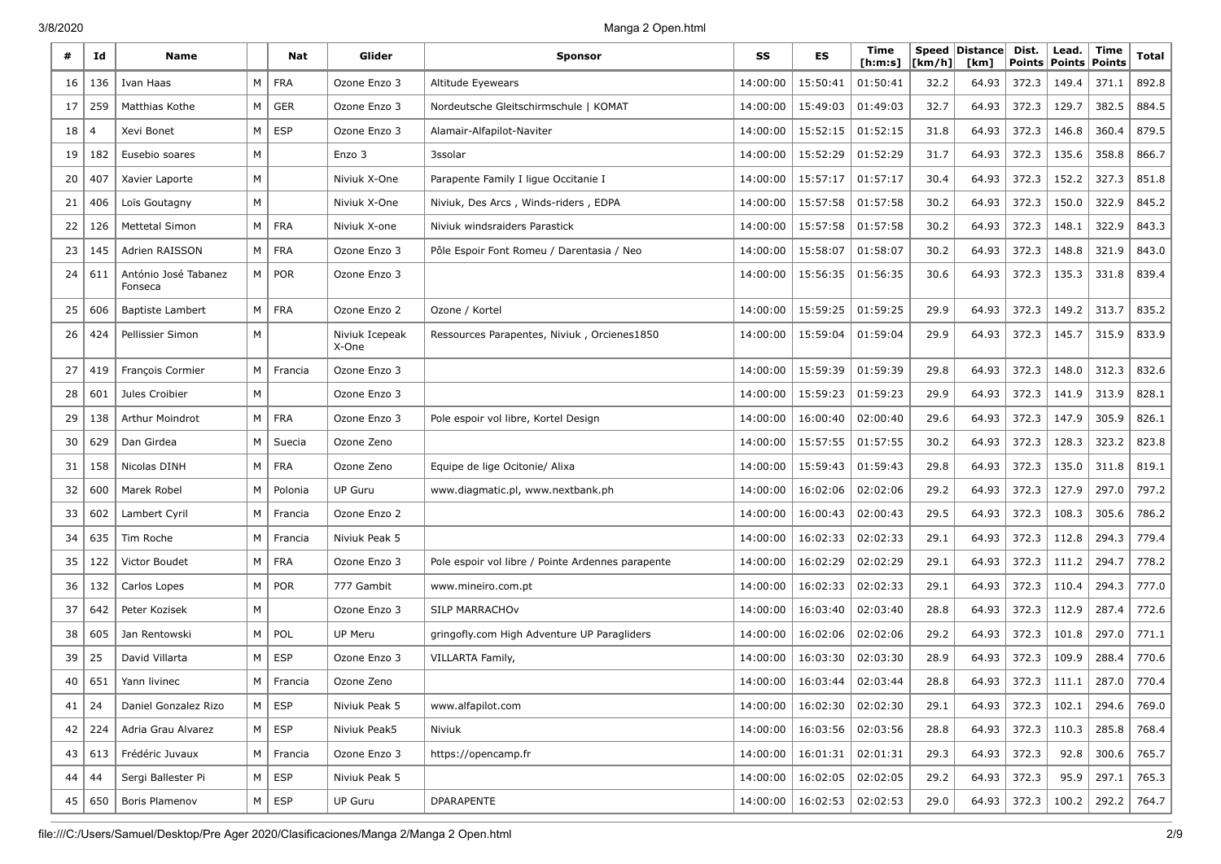| # | Id | Name | | Nat | Glider | Sponsor | SS | ES | Time [h:m:s] | Speed [km/h] | Distance [km] | Dist. Points | Lead. Points | Time Points | Total |
|---|---|---|---|---|---|---|---|---|---|---|---|---|---|---|---|
| 16 | 136 | Ivan Haas | M | FRA | Ozone Enzo 3 | Altitude Eyewears | 14:00:00 | 15:50:41 | 01:50:41 | 32.2 | 64.93 | 372.3 | 149.4 | 371.1 | 892.8 |
| 17 | 259 | Matthias Kothe | M | GER | Ozone Enzo 3 | Nordeutsche Gleitschirmschule \| KOMAT | 14:00:00 | 15:49:03 | 01:49:03 | 32.7 | 64.93 | 372.3 | 129.7 | 382.5 | 884.5 |
| 18 | 4 | Xevi Bonet | M | ESP | Ozone Enzo 3 | Alamair-Alfapilot-Naviter | 14:00:00 | 15:52:15 | 01:52:15 | 31.8 | 64.93 | 372.3 | 146.8 | 360.4 | 879.5 |
| 19 | 182 | Eusebio soares | M | | Enzo 3 | 3ssolar | 14:00:00 | 15:52:29 | 01:52:29 | 31.7 | 64.93 | 372.3 | 135.6 | 358.8 | 866.7 |
| 20 | 407 | Xavier Laporte | M | | Niviuk X-One | Parapente Family I ligue Occitanie I | 14:00:00 | 15:57:17 | 01:57:17 | 30.4 | 64.93 | 372.3 | 152.2 | 327.3 | 851.8 |
| 21 | 406 | Loïs Goutagny | M | | Niviuk X-One | Niviuk, Des Arcs , Winds-riders , EDPA | 14:00:00 | 15:57:58 | 01:57:58 | 30.2 | 64.93 | 372.3 | 150.0 | 322.9 | 845.2 |
| 22 | 126 | Mettetal Simon | M | FRA | Niviuk X-one | Niviuk windsraiders Parastick | 14:00:00 | 15:57:58 | 01:57:58 | 30.2 | 64.93 | 372.3 | 148.1 | 322.9 | 843.3 |
| 23 | 145 | Adrien RAISSON | M | FRA | Ozone Enzo 3 | Pôle Espoir Font Romeu / Darentasia / Neo | 14:00:00 | 15:58:07 | 01:58:07 | 30.2 | 64.93 | 372.3 | 148.8 | 321.9 | 843.0 |
| 24 | 611 | António José Tabanez Fonseca | M | POR | Ozone Enzo 3 | | 14:00:00 | 15:56:35 | 01:56:35 | 30.6 | 64.93 | 372.3 | 135.3 | 331.8 | 839.4 |
| 25 | 606 | Baptiste Lambert | M | FRA | Ozone Enzo 2 | Ozone / Kortel | 14:00:00 | 15:59:25 | 01:59:25 | 29.9 | 64.93 | 372.3 | 149.2 | 313.7 | 835.2 |
| 26 | 424 | Pellissier Simon | M | | Niviuk Icepeak X-One | Ressources Parapentes, Niviuk , Orcienes1850 | 14:00:00 | 15:59:04 | 01:59:04 | 29.9 | 64.93 | 372.3 | 145.7 | 315.9 | 833.9 |
| 27 | 419 | François Cormier | M | Francia | Ozone Enzo 3 | | 14:00:00 | 15:59:39 | 01:59:39 | 29.8 | 64.93 | 372.3 | 148.0 | 312.3 | 832.6 |
| 28 | 601 | Jules Croibier | M | | Ozone Enzo 3 | | 14:00:00 | 15:59:23 | 01:59:23 | 29.9 | 64.93 | 372.3 | 141.9 | 313.9 | 828.1 |
| 29 | 138 | Arthur Moindrot | M | FRA | Ozone Enzo 3 | Pole espoir vol libre, Kortel Design | 14:00:00 | 16:00:40 | 02:00:40 | 29.6 | 64.93 | 372.3 | 147.9 | 305.9 | 826.1 |
| 30 | 629 | Dan Girdea | M | Suecia | Ozone Zeno | | 14:00:00 | 15:57:55 | 01:57:55 | 30.2 | 64.93 | 372.3 | 128.3 | 323.2 | 823.8 |
| 31 | 158 | Nicolas DINH | M | FRA | Ozone Zeno | Equipe de lige Ocitonie/ Alixa | 14:00:00 | 15:59:43 | 01:59:43 | 29.8 | 64.93 | 372.3 | 135.0 | 311.8 | 819.1 |
| 32 | 600 | Marek Robel | M | Polonia | UP Guru | www.diagmatic.pl, www.nextbank.ph | 14:00:00 | 16:02:06 | 02:02:06 | 29.2 | 64.93 | 372.3 | 127.9 | 297.0 | 797.2 |
| 33 | 602 | Lambert Cyril | M | Francia | Ozone Enzo 2 | | 14:00:00 | 16:00:43 | 02:00:43 | 29.5 | 64.93 | 372.3 | 108.3 | 305.6 | 786.2 |
| 34 | 635 | Tim Roche | M | Francia | Niviuk Peak 5 | | 14:00:00 | 16:02:33 | 02:02:33 | 29.1 | 64.93 | 372.3 | 112.8 | 294.3 | 779.4 |
| 35 | 122 | Victor Boudet | M | FRA | Ozone Enzo 3 | Pole espoir vol libre / Pointe Ardennes parapente | 14:00:00 | 16:02:29 | 02:02:29 | 29.1 | 64.93 | 372.3 | 111.2 | 294.7 | 778.2 |
| 36 | 132 | Carlos Lopes | M | POR | 777 Gambit | www.mineiro.com.pt | 14:00:00 | 16:02:33 | 02:02:33 | 29.1 | 64.93 | 372.3 | 110.4 | 294.3 | 777.0 |
| 37 | 642 | Peter Kozisek | M | | Ozone Enzo 3 | SILP MARRACHOv | 14:00:00 | 16:03:40 | 02:03:40 | 28.8 | 64.93 | 372.3 | 112.9 | 287.4 | 772.6 |
| 38 | 605 | Jan Rentowski | M | POL | UP Meru | gringofly.com High Adventure UP Paragliders | 14:00:00 | 16:02:06 | 02:02:06 | 29.2 | 64.93 | 372.3 | 101.8 | 297.0 | 771.1 |
| 39 | 25 | David Villarta | M | ESP | Ozone Enzo 3 | VILLARTA Family, | 14:00:00 | 16:03:30 | 02:03:30 | 28.9 | 64.93 | 372.3 | 109.9 | 288.4 | 770.6 |
| 40 | 651 | Yann livinec | M | Francia | Ozone Zeno | | 14:00:00 | 16:03:44 | 02:03:44 | 28.8 | 64.93 | 372.3 | 111.1 | 287.0 | 770.4 |
| 41 | 24 | Daniel Gonzalez Rizo | M | ESP | Niviuk Peak 5 | www.alfapilot.com | 14:00:00 | 16:02:30 | 02:02:30 | 29.1 | 64.93 | 372.3 | 102.1 | 294.6 | 769.0 |
| 42 | 224 | Adria Grau Alvarez | M | ESP | Niviuk Peak5 | Niviuk | 14:00:00 | 16:03:56 | 02:03:56 | 28.8 | 64.93 | 372.3 | 110.3 | 285.8 | 768.4 |
| 43 | 613 | Frédéric Juvaux | M | Francia | Ozone Enzo 3 | https://opencamp.fr | 14:00:00 | 16:01:31 | 02:01:31 | 29.3 | 64.93 | 372.3 | 92.8 | 300.6 | 765.7 |
| 44 | 44 | Sergi Ballester Pi | M | ESP | Niviuk Peak 5 | | 14:00:00 | 16:02:05 | 02:02:05 | 29.2 | 64.93 | 372.3 | 95.9 | 297.1 | 765.3 |
| 45 | 650 | Boris Plamenov | M | ESP | UP Guru | DPARAPENTE | 14:00:00 | 16:02:53 | 02:02:53 | 29.0 | 64.93 | 372.3 | 100.2 | 292.2 | 764.7 |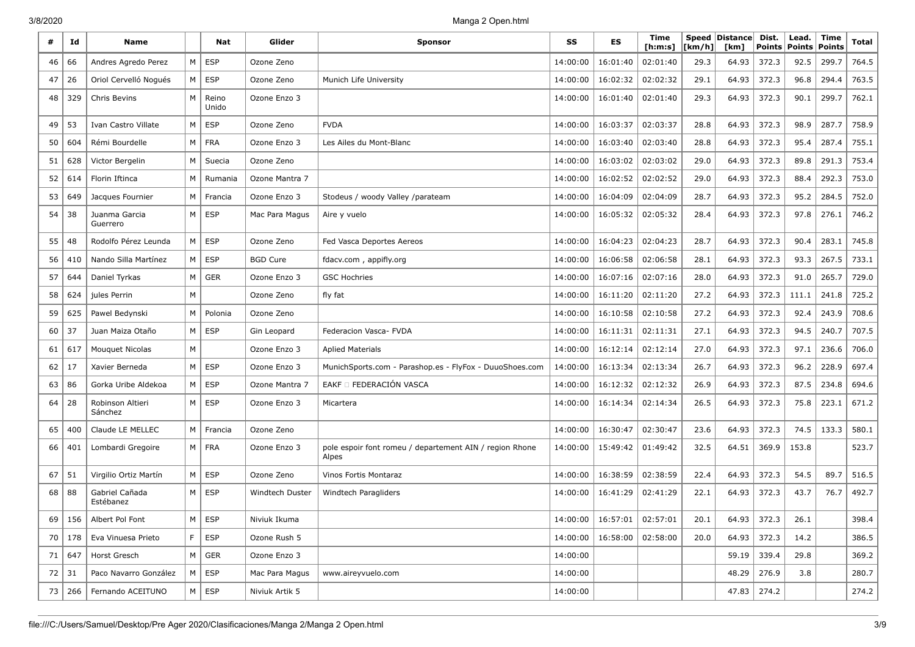| # | Id | Name | | Nat | Glider | Sponsor | SS | ES | Time [h:m:s] | Speed [km/h] | Distance [km] | Dist. Points | Lead. Points | Time Points | Total |
|---|---|---|---|---|---|---|---|---|---|---|---|---|---|---|---|
| 46 | 66 | Andres Agredo Perez | M | ESP | Ozone Zeno | | 14:00:00 | 16:01:40 | 02:01:40 | 29.3 | 64.93 | 372.3 | 92.5 | 299.7 | 764.5 |
| 47 | 26 | Oriol Cervelló Nogués | M | ESP | Ozone Zeno | Munich Life University | 14:00:00 | 16:02:32 | 02:02:32 | 29.1 | 64.93 | 372.3 | 96.8 | 294.4 | 763.5 |
| 48 | 329 | Chris Bevins | M | Reino Unido | Ozone Enzo 3 | | 14:00:00 | 16:01:40 | 02:01:40 | 29.3 | 64.93 | 372.3 | 90.1 | 299.7 | 762.1 |
| 49 | 53 | Ivan Castro Villate | M | ESP | Ozone Zeno | FVDA | 14:00:00 | 16:03:37 | 02:03:37 | 28.8 | 64.93 | 372.3 | 98.9 | 287.7 | 758.9 |
| 50 | 604 | Rémi Bourdelle | M | FRA | Ozone Enzo 3 | Les Ailes du Mont-Blanc | 14:00:00 | 16:03:40 | 02:03:40 | 28.8 | 64.93 | 372.3 | 95.4 | 287.4 | 755.1 |
| 51 | 628 | Victor Bergelin | M | Suecia | Ozone Zeno | | 14:00:00 | 16:03:02 | 02:03:02 | 29.0 | 64.93 | 372.3 | 89.8 | 291.3 | 753.4 |
| 52 | 614 | Florin Iftinca | M | Rumania | Ozone Mantra 7 | | 14:00:00 | 16:02:52 | 02:02:52 | 29.0 | 64.93 | 372.3 | 88.4 | 292.3 | 753.0 |
| 53 | 649 | Jacques Fournier | M | Francia | Ozone Enzo 3 | Stodeus / woody Valley /parateam | 14:00:00 | 16:04:09 | 02:04:09 | 28.7 | 64.93 | 372.3 | 95.2 | 284.5 | 752.0 |
| 54 | 38 | Juanma Garcia Guerrero | M | ESP | Mac Para Magus | Aire y vuelo | 14:00:00 | 16:05:32 | 02:05:32 | 28.4 | 64.93 | 372.3 | 97.8 | 276.1 | 746.2 |
| 55 | 48 | Rodolfo Pérez Leunda | M | ESP | Ozone Zeno | Fed Vasca Deportes Aereos | 14:00:00 | 16:04:23 | 02:04:23 | 28.7 | 64.93 | 372.3 | 90.4 | 283.1 | 745.8 |
| 56 | 410 | Nando Silla Martínez | M | ESP | BGD Cure | fdacv.com , appifly.org | 14:00:00 | 16:06:58 | 02:06:58 | 28.1 | 64.93 | 372.3 | 93.3 | 267.5 | 733.1 |
| 57 | 644 | Daniel Tyrkas | M | GER | Ozone Enzo 3 | GSC Hochries | 14:00:00 | 16:07:16 | 02:07:16 | 28.0 | 64.93 | 372.3 | 91.0 | 265.7 | 729.0 |
| 58 | 624 | jules Perrin | M | | Ozone Zeno | fly fat | 14:00:00 | 16:11:20 | 02:11:20 | 27.2 | 64.93 | 372.3 | 111.1 | 241.8 | 725.2 |
| 59 | 625 | Pawel Bedynski | M | Polonia | Ozone Zeno | | 14:00:00 | 16:10:58 | 02:10:58 | 27.2 | 64.93 | 372.3 | 92.4 | 243.9 | 708.6 |
| 60 | 37 | Juan Maiza Otaño | M | ESP | Gin Leopard | Federacion Vasca- FVDA | 14:00:00 | 16:11:31 | 02:11:31 | 27.1 | 64.93 | 372.3 | 94.5 | 240.7 | 707.5 |
| 61 | 617 | Mouquet Nicolas | M | | Ozone Enzo 3 | Aplied Materials | 14:00:00 | 16:12:14 | 02:12:14 | 27.0 | 64.93 | 372.3 | 97.1 | 236.6 | 706.0 |
| 62 | 17 | Xavier Berneda | M | ESP | Ozone Enzo 3 | MunichSports.com - Parashop.es - FlyFox - DuuoShoes.com | 14:00:00 | 16:13:34 | 02:13:34 | 26.7 | 64.93 | 372.3 | 96.2 | 228.9 | 697.4 |
| 63 | 86 | Gorka Uribe Aldekoa | M | ESP | Ozone Mantra 7 | EAKF  FEDERACIÓN VASCA | 14:00:00 | 16:12:32 | 02:12:32 | 26.9 | 64.93 | 372.3 | 87.5 | 234.8 | 694.6 |
| 64 | 28 | Robinson Altieri Sánchez | M | ESP | Ozone Enzo 3 | Micartera | 14:00:00 | 16:14:34 | 02:14:34 | 26.5 | 64.93 | 372.3 | 75.8 | 223.1 | 671.2 |
| 65 | 400 | Claude LE MELLEC | M | Francia | Ozone Zeno | | 14:00:00 | 16:30:47 | 02:30:47 | 23.6 | 64.93 | 372.3 | 74.5 | 133.3 | 580.1 |
| 66 | 401 | Lombardi Gregoire | M | FRA | Ozone Enzo 3 | pole espoir font romeu / departement AIN / region Rhone Alpes | 14:00:00 | 15:49:42 | 01:49:42 | 32.5 | 64.51 | 369.9 | 153.8 | | 523.7 |
| 67 | 51 | Virgilio Ortiz Martín | M | ESP | Ozone Zeno | Vinos Fortis Montaraz | 14:00:00 | 16:38:59 | 02:38:59 | 22.4 | 64.93 | 372.3 | 54.5 | 89.7 | 516.5 |
| 68 | 88 | Gabriel Cañada Estébanez | M | ESP | Windtech Duster | Windtech Paragliders | 14:00:00 | 16:41:29 | 02:41:29 | 22.1 | 64.93 | 372.3 | 43.7 | 76.7 | 492.7 |
| 69 | 156 | Albert Pol Font | M | ESP | Niviuk Ikuma | | 14:00:00 | 16:57:01 | 02:57:01 | 20.1 | 64.93 | 372.3 | 26.1 | | 398.4 |
| 70 | 178 | Eva Vinuesa Prieto | F | ESP | Ozone Rush 5 | | 14:00:00 | 16:58:00 | 02:58:00 | 20.0 | 64.93 | 372.3 | 14.2 | | 386.5 |
| 71 | 647 | Horst Gresch | M | GER | Ozone Enzo 3 | | 14:00:00 | | | | 59.19 | 339.4 | 29.8 | | 369.2 |
| 72 | 31 | Paco Navarro González | M | ESP | Mac Para Magus | www.aireyvuelo.com | 14:00:00 | | | | 48.29 | 276.9 | 3.8 | | 280.7 |
| 73 | 266 | Fernando ACEITUNO | M | ESP | Niviuk Artik 5 | | 14:00:00 | | | | 47.83 | 274.2 | | | 274.2 |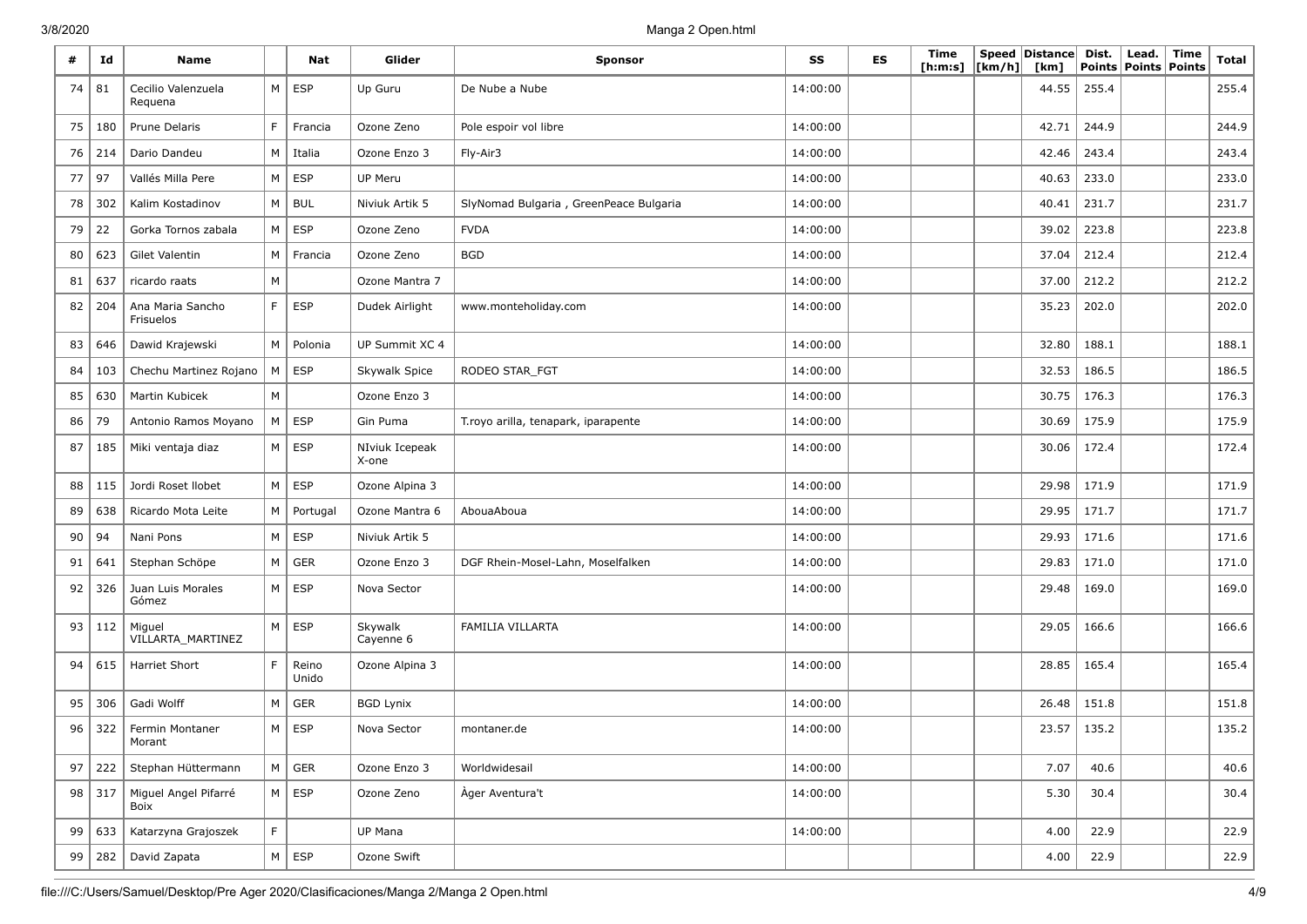| # | Id | Name | | Nat | Glider | Sponsor | SS | ES | Time [h:m:s] | Speed [km/h] | Distance [km] | Dist. Points | Lead. Points | Time Points | Total |
|---|---|---|---|---|---|---|---|---|---|---|---|---|---|---|---|
| 74 | 81 | Cecilio Valenzuela Requena | M | ESP | Up Guru | De Nube a Nube | 14:00:00 | | | | 44.55 | 255.4 | | | 255.4 |
| 75 | 180 | Prune Delaris | F | Francia | Ozone Zeno | Pole espoir vol libre | 14:00:00 | | | | 42.71 | 244.9 | | | 244.9 |
| 76 | 214 | Dario Dandeu | M | Italia | Ozone Enzo 3 | Fly-Air3 | 14:00:00 | | | | 42.46 | 243.4 | | | 243.4 |
| 77 | 97 | Vallés Milla Pere | M | ESP | UP Meru | | 14:00:00 | | | | 40.63 | 233.0 | | | 233.0 |
| 78 | 302 | Kalim Kostadinov | M | BUL | Niviuk Artik 5 | SlyNomad Bulgaria , GreenPeace Bulgaria | 14:00:00 | | | | 40.41 | 231.7 | | | 231.7 |
| 79 | 22 | Gorka Tornos zabala | M | ESP | Ozone Zeno | FVDA | 14:00:00 | | | | 39.02 | 223.8 | | | 223.8 |
| 80 | 623 | Gilet Valentin | M | Francia | Ozone Zeno | BGD | 14:00:00 | | | | 37.04 | 212.4 | | | 212.4 |
| 81 | 637 | ricardo raats | M | | Ozone Mantra 7 | | 14:00:00 | | | | 37.00 | 212.2 | | | 212.2 |
| 82 | 204 | Ana Maria Sancho Frisuelos | F | ESP | Dudek Airlight | www.monteholiday.com | 14:00:00 | | | | 35.23 | 202.0 | | | 202.0 |
| 83 | 646 | Dawid Krajewski | M | Polonia | UP Summit XC 4 | | 14:00:00 | | | | 32.80 | 188.1 | | | 188.1 |
| 84 | 103 | Chechu Martinez Rojano | M | ESP | Skywalk Spice | RODEO STAR_FGT | 14:00:00 | | | | 32.53 | 186.5 | | | 186.5 |
| 85 | 630 | Martin Kubicek | M | | Ozone Enzo 3 | | 14:00:00 | | | | 30.75 | 176.3 | | | 176.3 |
| 86 | 79 | Antonio Ramos Moyano | M | ESP | Gin Puma | T.royo arilla, tenapark, iparapente | 14:00:00 | | | | 30.69 | 175.9 | | | 175.9 |
| 87 | 185 | Miki ventaja diaz | M | ESP | NIviuk Icepeak X-one | | 14:00:00 | | | | 30.06 | 172.4 | | | 172.4 |
| 88 | 115 | Jordi Roset llobet | M | ESP | Ozone Alpina 3 | | 14:00:00 | | | | 29.98 | 171.9 | | | 171.9 |
| 89 | 638 | Ricardo Mota Leite | M | Portugal | Ozone Mantra 6 | AbouaAboua | 14:00:00 | | | | 29.95 | 171.7 | | | 171.7 |
| 90 | 94 | Nani Pons | M | ESP | Niviuk Artik 5 | | 14:00:00 | | | | 29.93 | 171.6 | | | 171.6 |
| 91 | 641 | Stephan Schöpe | M | GER | Ozone Enzo 3 | DGF Rhein-Mosel-Lahn, Moselfalken | 14:00:00 | | | | 29.83 | 171.0 | | | 171.0 |
| 92 | 326 | Juan Luis Morales Gómez | M | ESP | Nova Sector | | 14:00:00 | | | | 29.48 | 169.0 | | | 169.0 |
| 93 | 112 | Miguel VILLARTA_MARTINEZ | M | ESP | Skywalk Cayenne 6 | FAMILIA VILLARTA | 14:00:00 | | | | 29.05 | 166.6 | | | 166.6 |
| 94 | 615 | Harriet Short | F | Reino Unido | Ozone Alpina 3 | | 14:00:00 | | | | 28.85 | 165.4 | | | 165.4 |
| 95 | 306 | Gadi Wolff | M | GER | BGD Lynix | | 14:00:00 | | | | 26.48 | 151.8 | | | 151.8 |
| 96 | 322 | Fermin Montaner Morant | M | ESP | Nova Sector | montaner.de | 14:00:00 | | | | 23.57 | 135.2 | | | 135.2 |
| 97 | 222 | Stephan Hüttermann | M | GER | Ozone Enzo 3 | Worldwidesail | 14:00:00 | | | | 7.07 | 40.6 | | | 40.6 |
| 98 | 317 | Miguel Angel Pifarré Boix | M | ESP | Ozone Zeno | Àger Aventura't | 14:00:00 | | | | 5.30 | 30.4 | | | 30.4 |
| 99 | 633 | Katarzyna Grajoszek | F | | UP Mana | | 14:00:00 | | | | 4.00 | 22.9 | | | 22.9 |
| 99 | 282 | David Zapata | M | ESP | Ozone Swift | | | | | | 4.00 | 22.9 | | | 22.9 |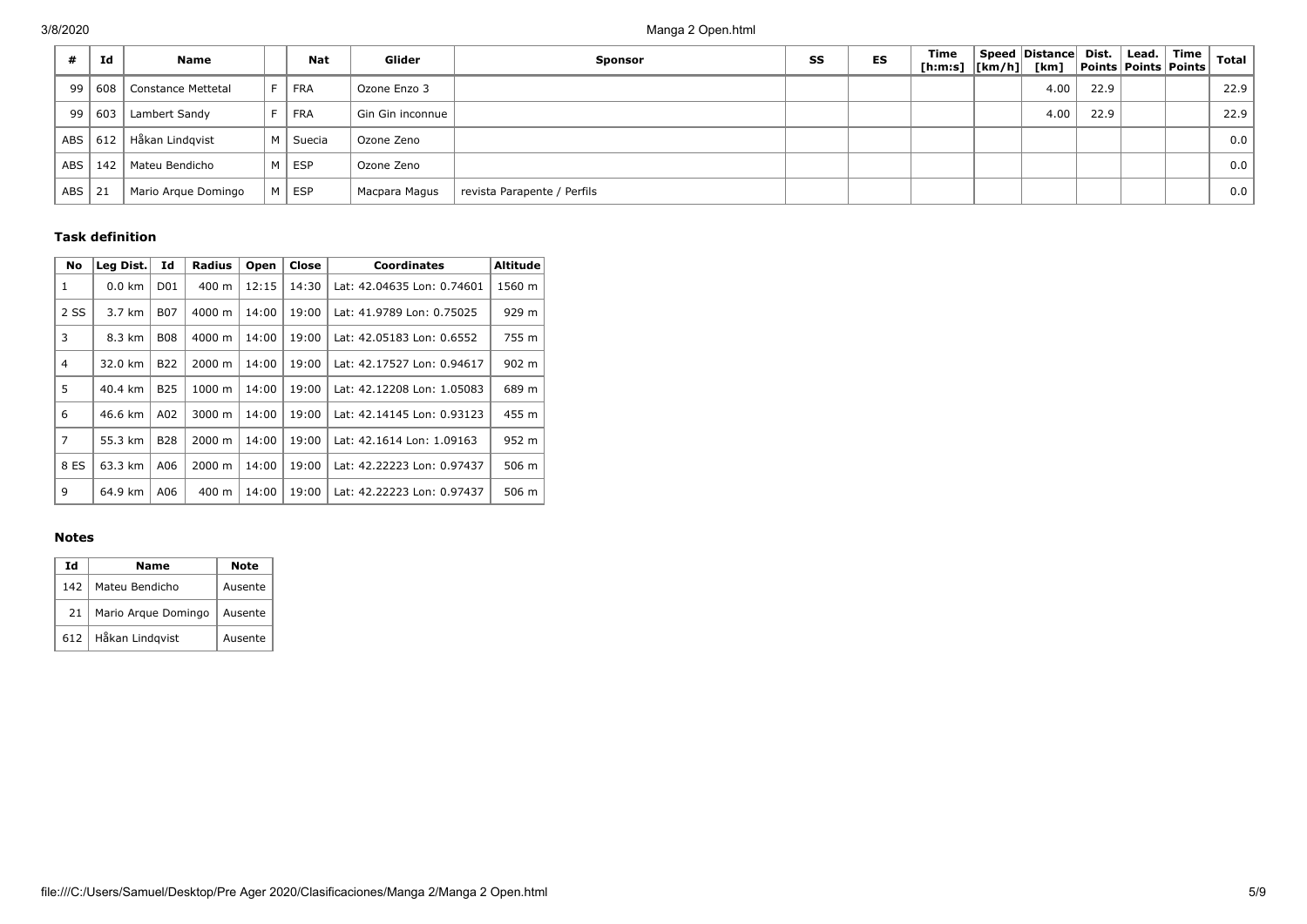| # | Id | Name | | Nat | Glider | Sponsor | SS | ES | Time [h:m:s] | Speed [km/h] | Distance [km] | Dist. Points | Lead. Points | Time Points | Total |
|---|---|---|---|---|---|---|---|---|---|---|---|---|---|---|---|
| 99 | 608 | Constance Mettetal | F | FRA | Ozone Enzo 3 | | | | | | 4.00 | 22.9 | | | 22.9 |
| 99 | 603 | Lambert Sandy | F | FRA | Gin Gin inconnue | | | | | | 4.00 | 22.9 | | | 22.9 |
| ABS | 612 | Håkan Lindqvist | M | Suecia | Ozone Zeno | | | | | | | | | | 0.0 |
| ABS | 142 | Mateu Bendicho | M | ESP | Ozone Zeno | | | | | | | | | | 0.0 |
| ABS | 21 | Mario Arque Domingo | M | ESP | Macpara Magus | revista Parapente / Perfils | | | | | | | | | 0.0 |

### Task definition

| No | Leg Dist. | Id | Radius | Open | Close | Coordinates | Altitude |
|---|---|---|---|---|---|---|---|
| 1 | 0.0 km | D01 | 400 m | 12:15 | 14:30 | Lat: 42.04635 Lon: 0.74601 | 1560 m |
| 2 SS | 3.7 km | B07 | 4000 m | 14:00 | 19:00 | Lat: 41.9789 Lon: 0.75025 | 929 m |
| 3 | 8.3 km | B08 | 4000 m | 14:00 | 19:00 | Lat: 42.05183 Lon: 0.6552 | 755 m |
| 4 | 32.0 km | B22 | 2000 m | 14:00 | 19:00 | Lat: 42.17527 Lon: 0.94617 | 902 m |
| 5 | 40.4 km | B25 | 1000 m | 14:00 | 19:00 | Lat: 42.12208 Lon: 1.05083 | 689 m |
| 6 | 46.6 km | A02 | 3000 m | 14:00 | 19:00 | Lat: 42.14145 Lon: 0.93123 | 455 m |
| 7 | 55.3 km | B28 | 2000 m | 14:00 | 19:00 | Lat: 42.1614 Lon: 1.09163 | 952 m |
| 8 ES | 63.3 km | A06 | 2000 m | 14:00 | 19:00 | Lat: 42.22223 Lon: 0.97437 | 506 m |
| 9 | 64.9 km | A06 | 400 m | 14:00 | 19:00 | Lat: 42.22223 Lon: 0.97437 | 506 m |

### Notes

| Id | Name | Note |
|---|---|---|
| 142 | Mateu Bendicho | Ausente |
| 21 | Mario Arque Domingo | Ausente |
| 612 | Håkan Lindqvist | Ausente |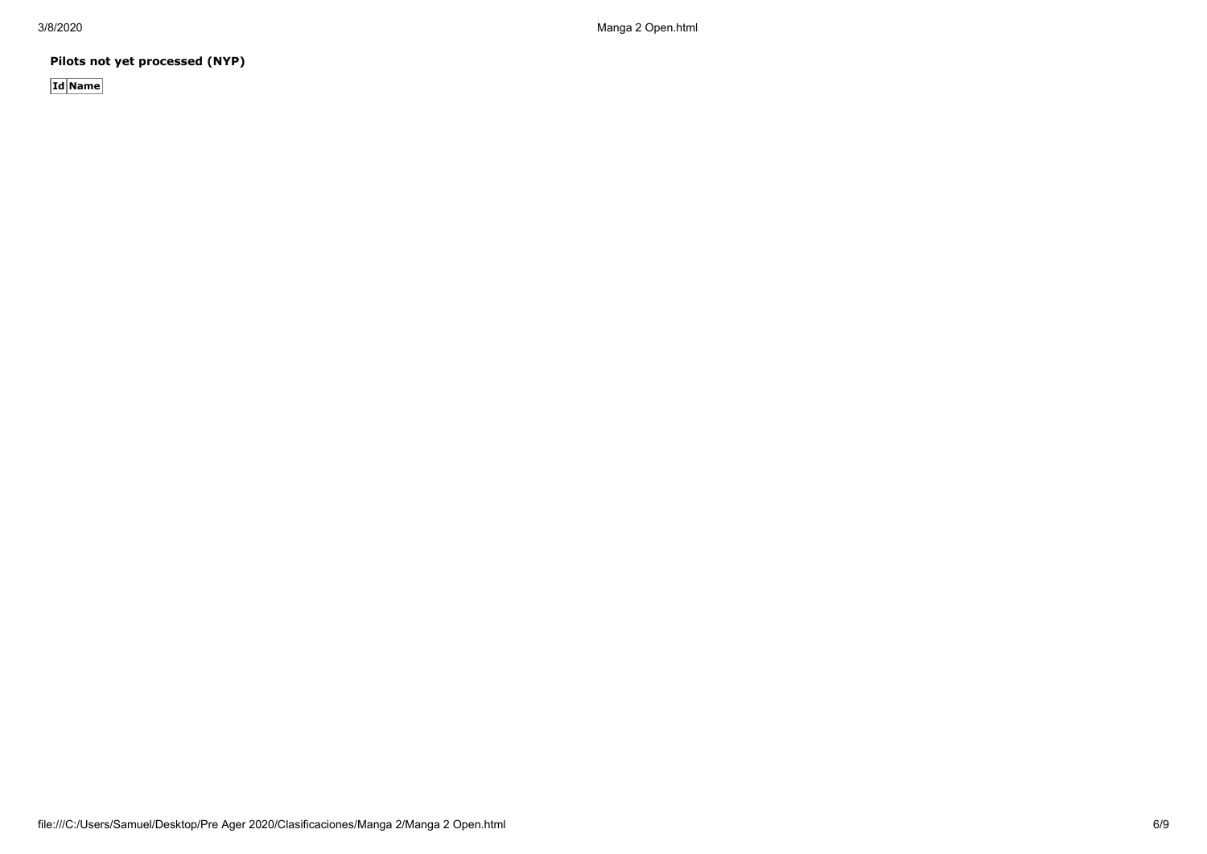**Pilots not yet processed (NYP)**

| Id | Name |
|---|---|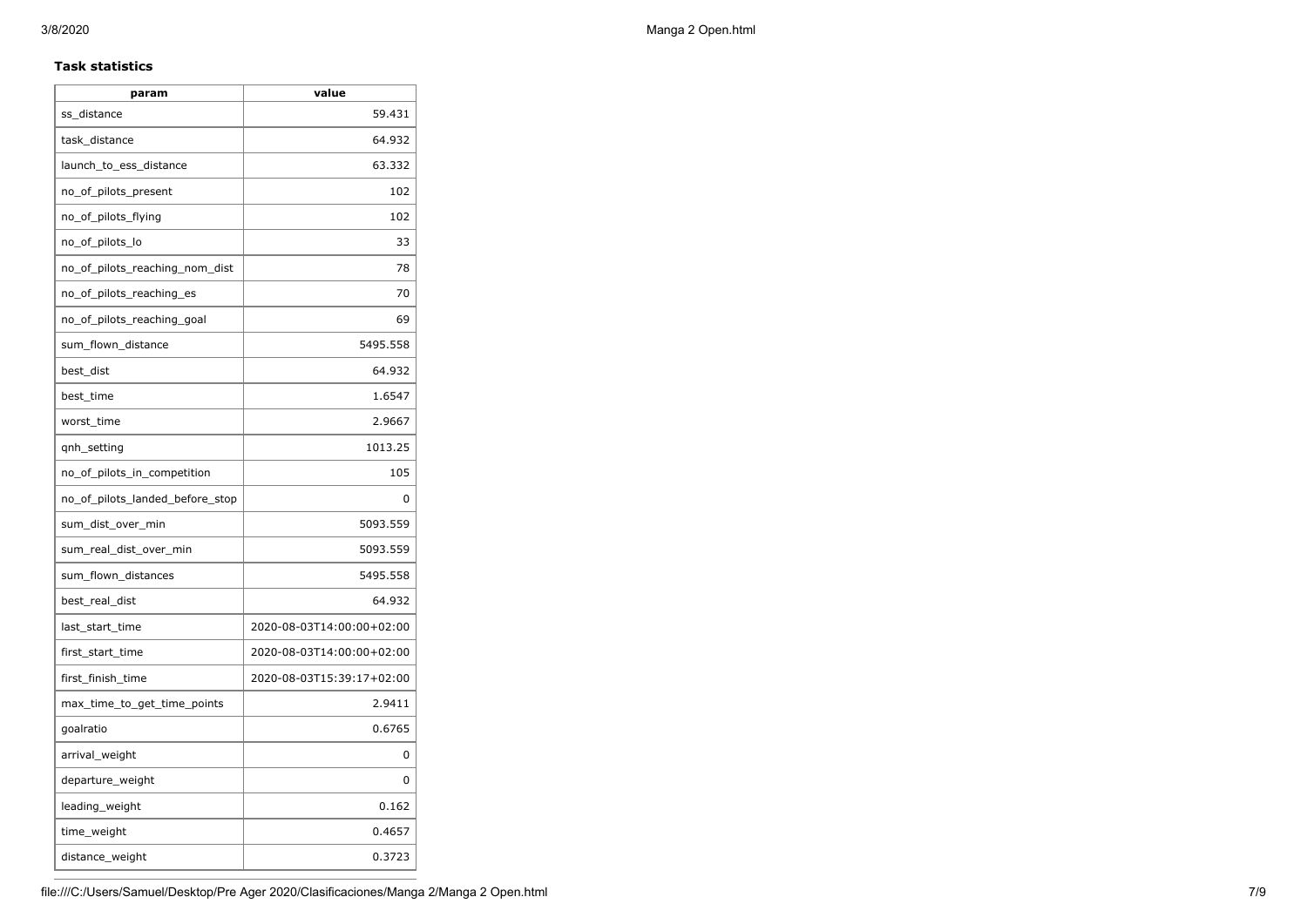### Task statistics

| param | value |
|---|---|
| ss_distance | 59.431 |
| task_distance | 64.932 |
| launch_to_ess_distance | 63.332 |
| no_of_pilots_present | 102 |
| no_of_pilots_flying | 102 |
| no_of_pilots_lo | 33 |
| no_of_pilots_reaching_nom_dist | 78 |
| no_of_pilots_reaching_es | 70 |
| no_of_pilots_reaching_goal | 69 |
| sum_flown_distance | 5495.558 |
| best_dist | 64.932 |
| best_time | 1.6547 |
| worst_time | 2.9667 |
| qnh_setting | 1013.25 |
| no_of_pilots_in_competition | 105 |
| no_of_pilots_landed_before_stop | 0 |
| sum_dist_over_min | 5093.559 |
| sum_real_dist_over_min | 5093.559 |
| sum_flown_distances | 5495.558 |
| best_real_dist | 64.932 |
| last_start_time | 2020-08-03T14:00:00+02:00 |
| first_start_time | 2020-08-03T14:00:00+02:00 |
| first_finish_time | 2020-08-03T15:39:17+02:00 |
| max_time_to_get_time_points | 2.9411 |
| goalratio | 0.6765 |
| arrival_weight | 0 |
| departure_weight | 0 |
| leading_weight | 0.162 |
| time_weight | 0.4657 |
| distance_weight | 0.3723 |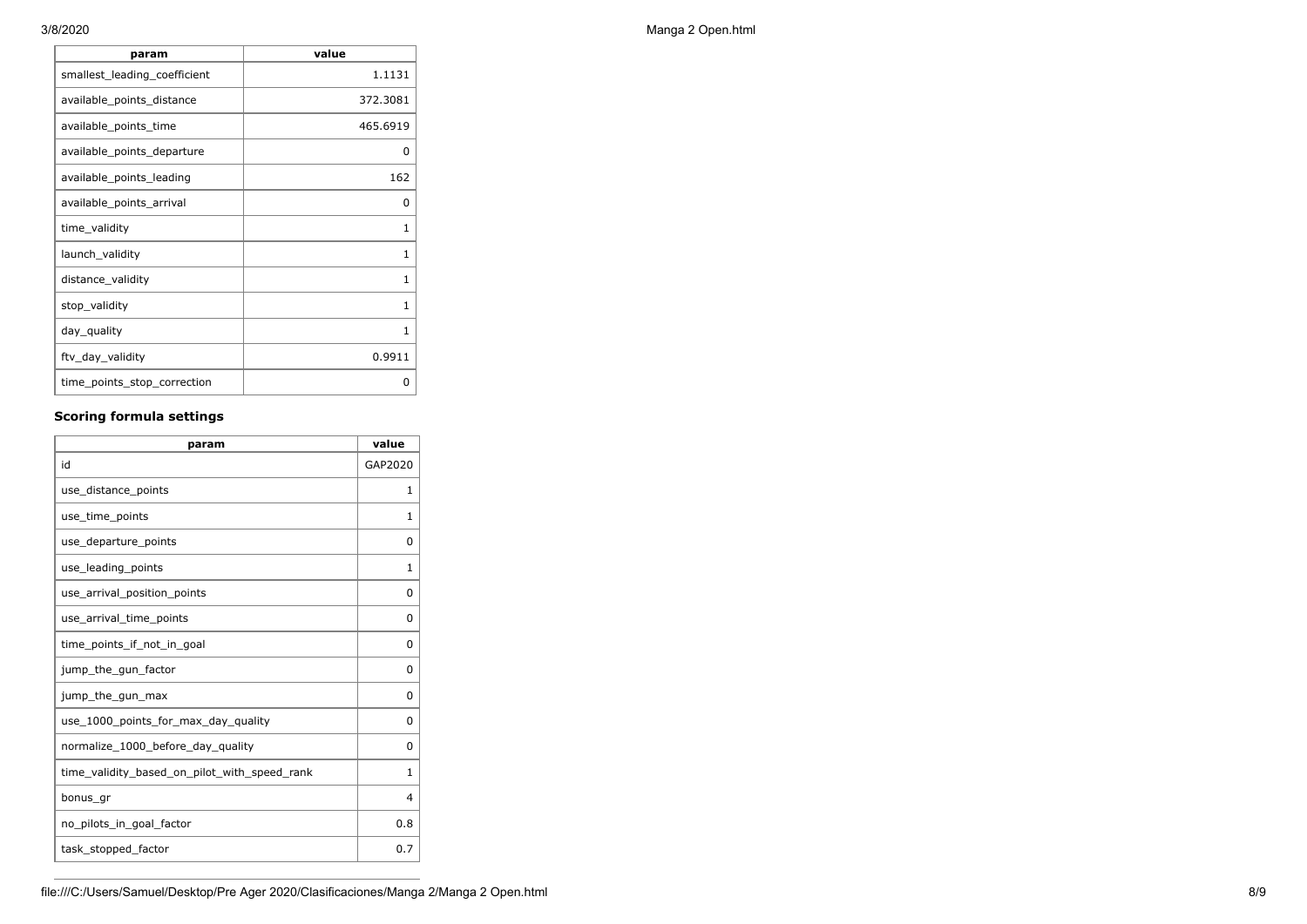| param | value |
|---|---|
| smallest_leading_coefficient | 1.1131 |
| available_points_distance | 372.3081 |
| available_points_time | 465.6919 |
| available_points_departure | 0 |
| available_points_leading | 162 |
| available_points_arrival | 0 |
| time_validity | 1 |
| launch_validity | 1 |
| distance_validity | 1 |
| stop_validity | 1 |
| day_quality | 1 |
| ftv_day_validity | 0.9911 |
| time_points_stop_correction | 0 |

### Scoring formula settings

| param | value |
|---|---|
| id | GAP2020 |
| use_distance_points | 1 |
| use_time_points | 1 |
| use_departure_points | 0 |
| use_leading_points | 1 |
| use_arrival_position_points | 0 |
| use_arrival_time_points | 0 |
| time_points_if_not_in_goal | 0 |
| jump_the_gun_factor | 0 |
| jump_the_gun_max | 0 |
| use_1000_points_for_max_day_quality | 0 |
| normalize_1000_before_day_quality | 0 |
| time_validity_based_on_pilot_with_speed_rank | 1 |
| bonus_gr | 4 |
| no_pilots_in_goal_factor | 0.8 |
| task_stopped_factor | 0.7 |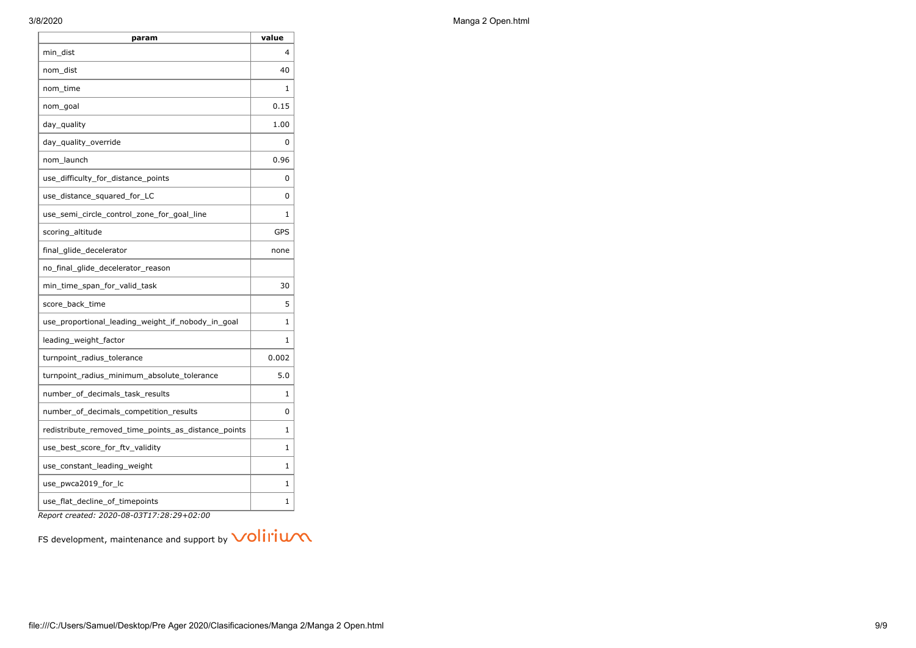| param | value |
| --- | --- |
| min_dist | 4 |
| nom_dist | 40 |
| nom_time | 1 |
| nom_goal | 0.15 |
| day_quality | 1.00 |
| day_quality_override | 0 |
| nom_launch | 0.96 |
| use_difficulty_for_distance_points | 0 |
| use_distance_squared_for_LC | 0 |
| use_semi_circle_control_zone_for_goal_line | 1 |
| scoring_altitude | GPS |
| final_glide_decelerator | none |
| no_final_glide_decelerator_reason | |
| min_time_span_for_valid_task | 30 |
| score_back_time | 5 |
| use_proportional_leading_weight_if_nobody_in_goal | 1 |
| leading_weight_factor | 1 |
| turnpoint_radius_tolerance | 0.002 |
| turnpoint_radius_minimum_absolute_tolerance | 5.0 |
| number_of_decimals_task_results | 1 |
| number_of_decimals_competition_results | 0 |
| redistribute_removed_time_points_as_distance_points | 1 |
| use_best_score_for_ftv_validity | 1 |
| use_constant_leading_weight | 1 |
| use_pwca2019_for_lc | 1 |
| use_flat_decline_of_timepoints | 1 |

*Report created: 2020-08-03T17:28:29+02:00*

FS development, maintenance and support by volirium